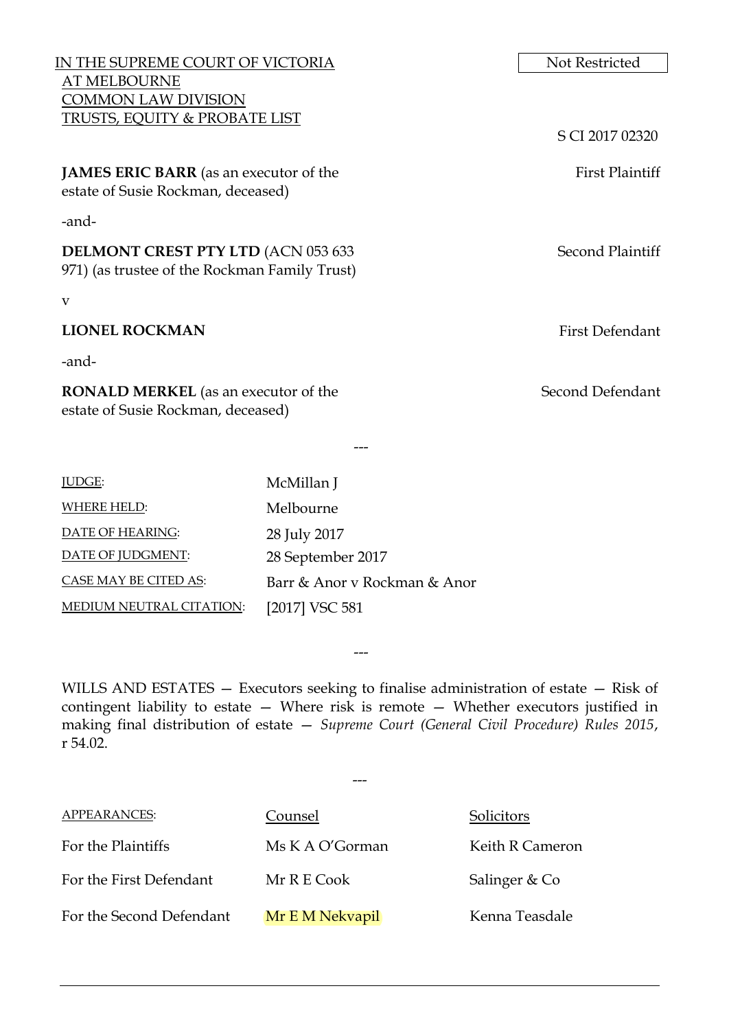IN THE SUPREME COURT OF VICTORIA
AT MELBOURNE
COMMON LAW DIVISION
TRUSTS, EQUITY & PROBATE LIST

Not Restricted

S CI 2017 02320

**JAMES ERIC BARR** (as an executor of the estate of Susie Rockman, deceased) — First Plaintiff

-and-

**DELMONT CREST PTY LTD** (ACN 053 633 971) (as trustee of the Rockman Family Trust) — Second Plaintiff

v

**LIONEL ROCKMAN** — First Defendant

-and-

**RONALD MERKEL** (as an executor of the estate of Susie Rockman, deceased) — Second Defendant

---

| | |
|---|---|
| JUDGE: | McMillan J |
| WHERE HELD: | Melbourne |
| DATE OF HEARING: | 28 July 2017 |
| DATE OF JUDGMENT: | 28 September 2017 |
| CASE MAY BE CITED AS: | Barr & Anor v Rockman & Anor |
| MEDIUM NEUTRAL CITATION: | [2017] VSC 581 |

---

WILLS AND ESTATES — Executors seeking to finalise administration of estate — Risk of contingent liability to estate — Where risk is remote — Whether executors justified in making final distribution of estate — *Supreme Court (General Civil Procedure) Rules 2015*, r 54.02.

---

| APPEARANCES: | Counsel | Solicitors |
|---|---|---|
| For the Plaintiffs | Ms K A O'Gorman | Keith R Cameron |
| For the First Defendant | Mr R E Cook | Salinger & Co |
| For the Second Defendant | Mr E M Nekvapil | Kenna Teasdale |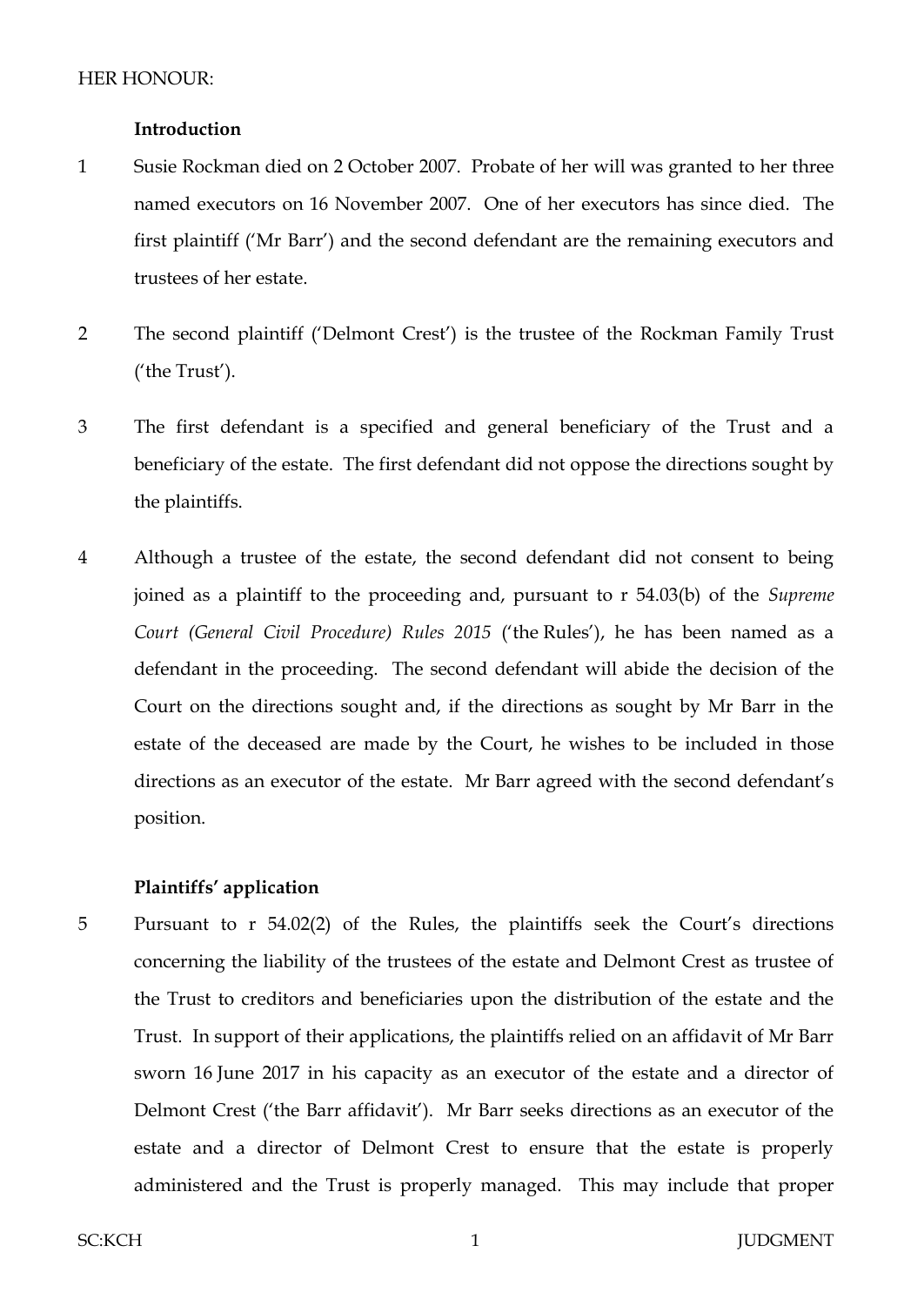HER HONOUR:

### Introduction

1 Susie Rockman died on 2 October 2007. Probate of her will was granted to her three named executors on 16 November 2007. One of her executors has since died. The first plaintiff ('Mr Barr') and the second defendant are the remaining executors and trustees of her estate.

2 The second plaintiff ('Delmont Crest') is the trustee of the Rockman Family Trust ('the Trust').

3 The first defendant is a specified and general beneficiary of the Trust and a beneficiary of the estate. The first defendant did not oppose the directions sought by the plaintiffs.

4 Although a trustee of the estate, the second defendant did not consent to being joined as a plaintiff to the proceeding and, pursuant to r 54.03(b) of the *Supreme Court (General Civil Procedure) Rules 2015* ('the Rules'), he has been named as a defendant in the proceeding. The second defendant will abide the decision of the Court on the directions sought and, if the directions as sought by Mr Barr in the estate of the deceased are made by the Court, he wishes to be included in those directions as an executor of the estate. Mr Barr agreed with the second defendant's position.

### Plaintiffs' application

5 Pursuant to r 54.02(2) of the Rules, the plaintiffs seek the Court's directions concerning the liability of the trustees of the estate and Delmont Crest as trustee of the Trust to creditors and beneficiaries upon the distribution of the estate and the Trust. In support of their applications, the plaintiffs relied on an affidavit of Mr Barr sworn 16 June 2017 in his capacity as an executor of the estate and a director of Delmont Crest ('the Barr affidavit'). Mr Barr seeks directions as an executor of the estate and a director of Delmont Crest to ensure that the estate is properly administered and the Trust is properly managed. This may include that proper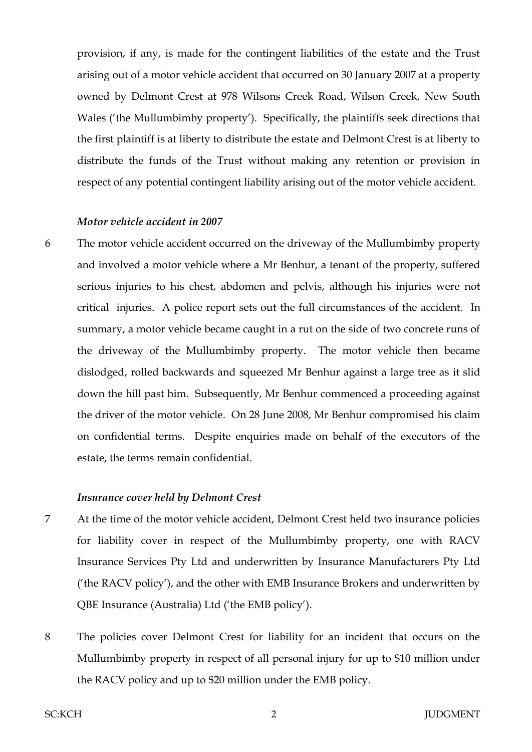provision, if any, is made for the contingent liabilities of the estate and the Trust arising out of a motor vehicle accident that occurred on 30 January 2007 at a property owned by Delmont Crest at 978 Wilsons Creek Road, Wilson Creek, New South Wales ('the Mullumbimby property'). Specifically, the plaintiffs seek directions that the first plaintiff is at liberty to distribute the estate and Delmont Crest is at liberty to distribute the funds of the Trust without making any retention or provision in respect of any potential contingent liability arising out of the motor vehicle accident.

***Motor vehicle accident in 2007***

6 The motor vehicle accident occurred on the driveway of the Mullumbimby property and involved a motor vehicle where a Mr Benhur, a tenant of the property, suffered serious injuries to his chest, abdomen and pelvis, although his injuries were not critical injuries. A police report sets out the full circumstances of the accident. In summary, a motor vehicle became caught in a rut on the side of two concrete runs of the driveway of the Mullumbimby property. The motor vehicle then became dislodged, rolled backwards and squeezed Mr Benhur against a large tree as it slid down the hill past him. Subsequently, Mr Benhur commenced a proceeding against the driver of the motor vehicle. On 28 June 2008, Mr Benhur compromised his claim on confidential terms. Despite enquiries made on behalf of the executors of the estate, the terms remain confidential.

***Insurance cover held by Delmont Crest***

7 At the time of the motor vehicle accident, Delmont Crest held two insurance policies for liability cover in respect of the Mullumbimby property, one with RACV Insurance Services Pty Ltd and underwritten by Insurance Manufacturers Pty Ltd ('the RACV policy'), and the other with EMB Insurance Brokers and underwritten by QBE Insurance (Australia) Ltd ('the EMB policy').

8 The policies cover Delmont Crest for liability for an incident that occurs on the Mullumbimby property in respect of all personal injury for up to $10 million under the RACV policy and up to $20 million under the EMB policy.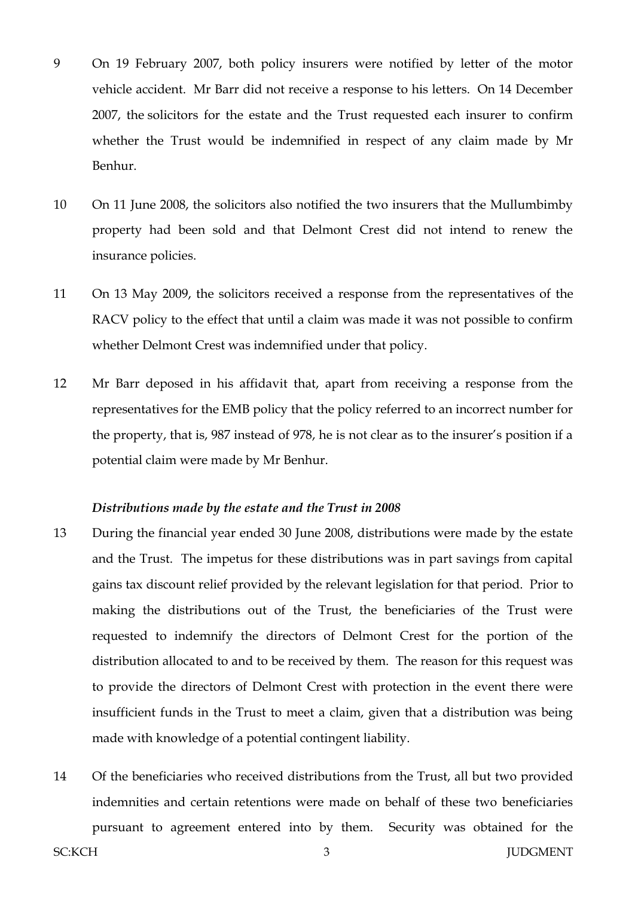9 On 19 February 2007, both policy insurers were notified by letter of the motor vehicle accident. Mr Barr did not receive a response to his letters. On 14 December 2007, the solicitors for the estate and the Trust requested each insurer to confirm whether the Trust would be indemnified in respect of any claim made by Mr Benhur.

10 On 11 June 2008, the solicitors also notified the two insurers that the Mullumbimby property had been sold and that Delmont Crest did not intend to renew the insurance policies.

11 On 13 May 2009, the solicitors received a response from the representatives of the RACV policy to the effect that until a claim was made it was not possible to confirm whether Delmont Crest was indemnified under that policy.

12 Mr Barr deposed in his affidavit that, apart from receiving a response from the representatives for the EMB policy that the policy referred to an incorrect number for the property, that is, 987 instead of 978, he is not clear as to the insurer's position if a potential claim were made by Mr Benhur.

***Distributions made by the estate and the Trust in 2008***

13 During the financial year ended 30 June 2008, distributions were made by the estate and the Trust. The impetus for these distributions was in part savings from capital gains tax discount relief provided by the relevant legislation for that period. Prior to making the distributions out of the Trust, the beneficiaries of the Trust were requested to indemnify the directors of Delmont Crest for the portion of the distribution allocated to and to be received by them. The reason for this request was to provide the directors of Delmont Crest with protection in the event there were insufficient funds in the Trust to meet a claim, given that a distribution was being made with knowledge of a potential contingent liability.

14 Of the beneficiaries who received distributions from the Trust, all but two provided indemnities and certain retentions were made on behalf of these two beneficiaries pursuant to agreement entered into by them. Security was obtained for the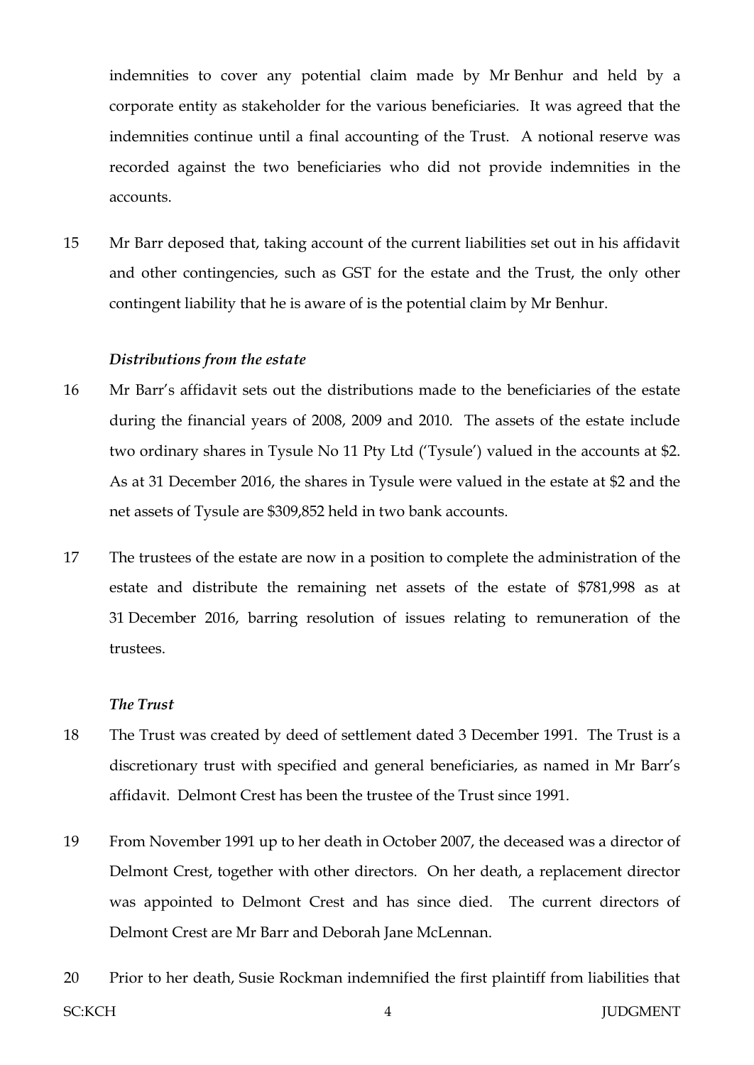indemnities to cover any potential claim made by Mr Benhur and held by a corporate entity as stakeholder for the various beneficiaries. It was agreed that the indemnities continue until a final accounting of the Trust. A notional reserve was recorded against the two beneficiaries who did not provide indemnities in the accounts.

15 Mr Barr deposed that, taking account of the current liabilities set out in his affidavit and other contingencies, such as GST for the estate and the Trust, the only other contingent liability that he is aware of is the potential claim by Mr Benhur.

***Distributions from the estate***

16 Mr Barr's affidavit sets out the distributions made to the beneficiaries of the estate during the financial years of 2008, 2009 and 2010. The assets of the estate include two ordinary shares in Tysule No 11 Pty Ltd ('Tysule') valued in the accounts at $2. As at 31 December 2016, the shares in Tysule were valued in the estate at $2 and the net assets of Tysule are $309,852 held in two bank accounts.

17 The trustees of the estate are now in a position to complete the administration of the estate and distribute the remaining net assets of the estate of $781,998 as at 31 December 2016, barring resolution of issues relating to remuneration of the trustees.

***The Trust***

18 The Trust was created by deed of settlement dated 3 December 1991. The Trust is a discretionary trust with specified and general beneficiaries, as named in Mr Barr's affidavit. Delmont Crest has been the trustee of the Trust since 1991.

19 From November 1991 up to her death in October 2007, the deceased was a director of Delmont Crest, together with other directors. On her death, a replacement director was appointed to Delmont Crest and has since died. The current directors of Delmont Crest are Mr Barr and Deborah Jane McLennan.

20 Prior to her death, Susie Rockman indemnified the first plaintiff from liabilities that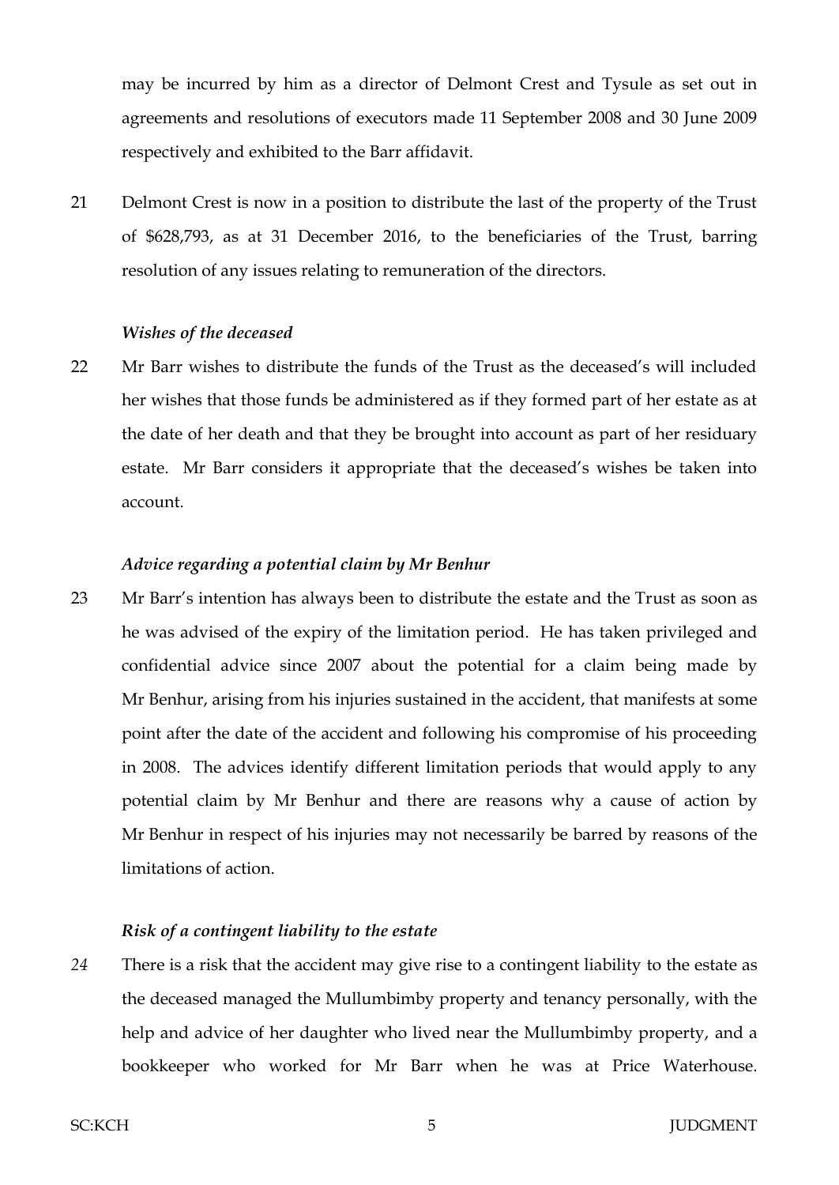may be incurred by him as a director of Delmont Crest and Tysule as set out in agreements and resolutions of executors made 11 September 2008 and 30 June 2009 respectively and exhibited to the Barr affidavit.

21 Delmont Crest is now in a position to distribute the last of the property of the Trust of $628,793, as at 31 December 2016, to the beneficiaries of the Trust, barring resolution of any issues relating to remuneration of the directors.

### *Wishes of the deceased*

22 Mr Barr wishes to distribute the funds of the Trust as the deceased's will included her wishes that those funds be administered as if they formed part of her estate as at the date of her death and that they be brought into account as part of her residuary estate. Mr Barr considers it appropriate that the deceased's wishes be taken into account.

### *Advice regarding a potential claim by Mr Benhur*

23 Mr Barr's intention has always been to distribute the estate and the Trust as soon as he was advised of the expiry of the limitation period. He has taken privileged and confidential advice since 2007 about the potential for a claim being made by Mr Benhur, arising from his injuries sustained in the accident, that manifests at some point after the date of the accident and following his compromise of his proceeding in 2008. The advices identify different limitation periods that would apply to any potential claim by Mr Benhur and there are reasons why a cause of action by Mr Benhur in respect of his injuries may not necessarily be barred by reasons of the limitations of action.

### *Risk of a contingent liability to the estate*

*24* There is a risk that the accident may give rise to a contingent liability to the estate as the deceased managed the Mullumbimby property and tenancy personally, with the help and advice of her daughter who lived near the Mullumbimby property, and a bookkeeper who worked for Mr Barr when he was at Price Waterhouse.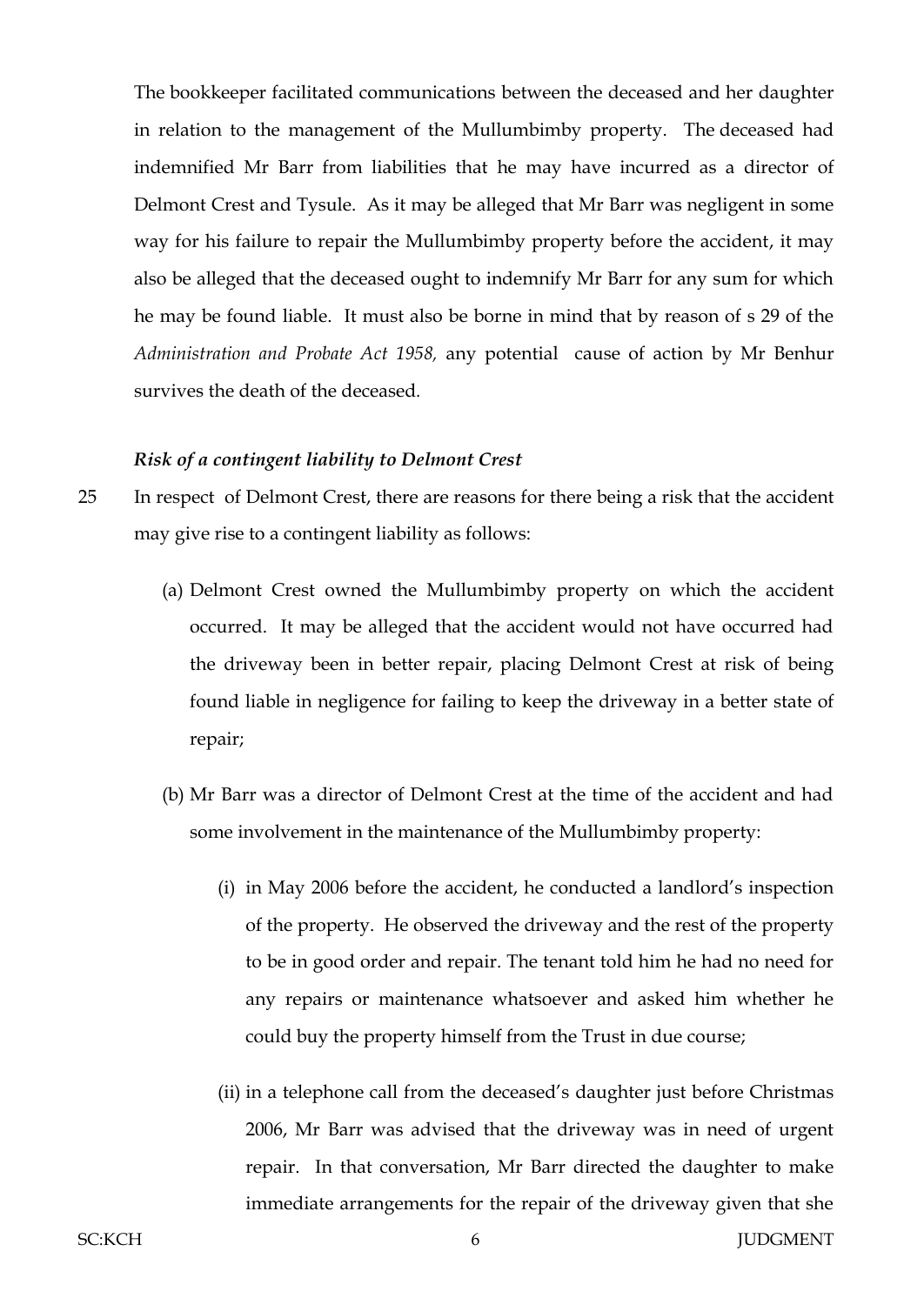The bookkeeper facilitated communications between the deceased and her daughter in relation to the management of the Mullumbimby property. The deceased had indemnified Mr Barr from liabilities that he may have incurred as a director of Delmont Crest and Tysule. As it may be alleged that Mr Barr was negligent in some way for his failure to repair the Mullumbimby property before the accident, it may also be alleged that the deceased ought to indemnify Mr Barr for any sum for which he may be found liable. It must also be borne in mind that by reason of s 29 of the *Administration and Probate Act 1958,* any potential cause of action by Mr Benhur survives the death of the deceased.

***Risk of a contingent liability to Delmont Crest***

25 In respect of Delmont Crest, there are reasons for there being a risk that the accident may give rise to a contingent liability as follows:

(a) Delmont Crest owned the Mullumbimby property on which the accident occurred. It may be alleged that the accident would not have occurred had the driveway been in better repair, placing Delmont Crest at risk of being found liable in negligence for failing to keep the driveway in a better state of repair;

(b) Mr Barr was a director of Delmont Crest at the time of the accident and had some involvement in the maintenance of the Mullumbimby property:

(i) in May 2006 before the accident, he conducted a landlord's inspection of the property. He observed the driveway and the rest of the property to be in good order and repair. The tenant told him he had no need for any repairs or maintenance whatsoever and asked him whether he could buy the property himself from the Trust in due course;

(ii) in a telephone call from the deceased's daughter just before Christmas 2006, Mr Barr was advised that the driveway was in need of urgent repair. In that conversation, Mr Barr directed the daughter to make immediate arrangements for the repair of the driveway given that she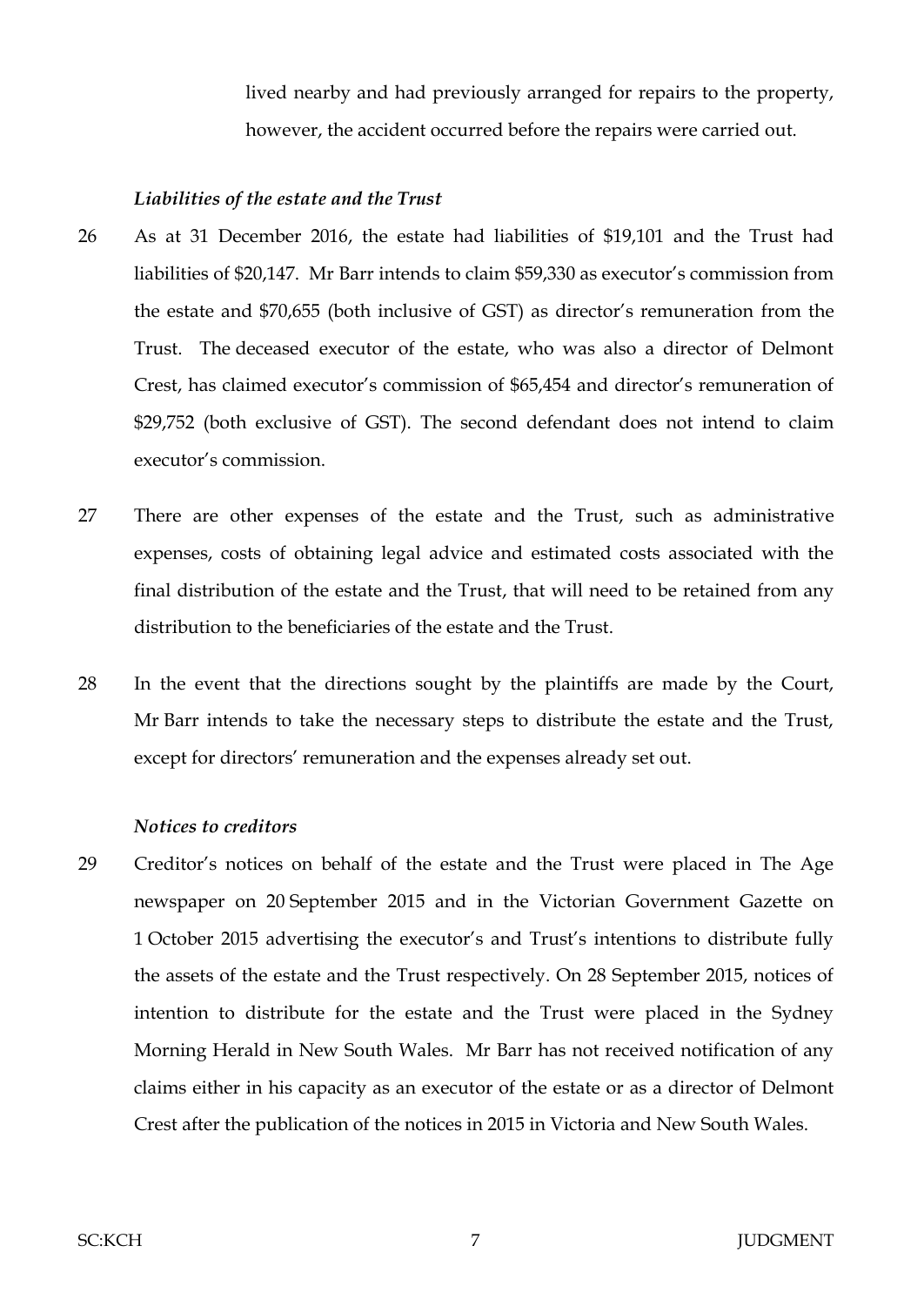lived nearby and had previously arranged for repairs to the property, however, the accident occurred before the repairs were carried out.

### *Liabilities of the estate and the Trust*

26 As at 31 December 2016, the estate had liabilities of $19,101 and the Trust had liabilities of $20,147. Mr Barr intends to claim $59,330 as executor's commission from the estate and $70,655 (both inclusive of GST) as director's remuneration from the Trust. The deceased executor of the estate, who was also a director of Delmont Crest, has claimed executor's commission of $65,454 and director's remuneration of $29,752 (both exclusive of GST). The second defendant does not intend to claim executor's commission.

27 There are other expenses of the estate and the Trust, such as administrative expenses, costs of obtaining legal advice and estimated costs associated with the final distribution of the estate and the Trust, that will need to be retained from any distribution to the beneficiaries of the estate and the Trust.

28 In the event that the directions sought by the plaintiffs are made by the Court, Mr Barr intends to take the necessary steps to distribute the estate and the Trust, except for directors' remuneration and the expenses already set out.

### *Notices to creditors*

29 Creditor's notices on behalf of the estate and the Trust were placed in The Age newspaper on 20 September 2015 and in the Victorian Government Gazette on 1 October 2015 advertising the executor's and Trust's intentions to distribute fully the assets of the estate and the Trust respectively. On 28 September 2015, notices of intention to distribute for the estate and the Trust were placed in the Sydney Morning Herald in New South Wales. Mr Barr has not received notification of any claims either in his capacity as an executor of the estate or as a director of Delmont Crest after the publication of the notices in 2015 in Victoria and New South Wales.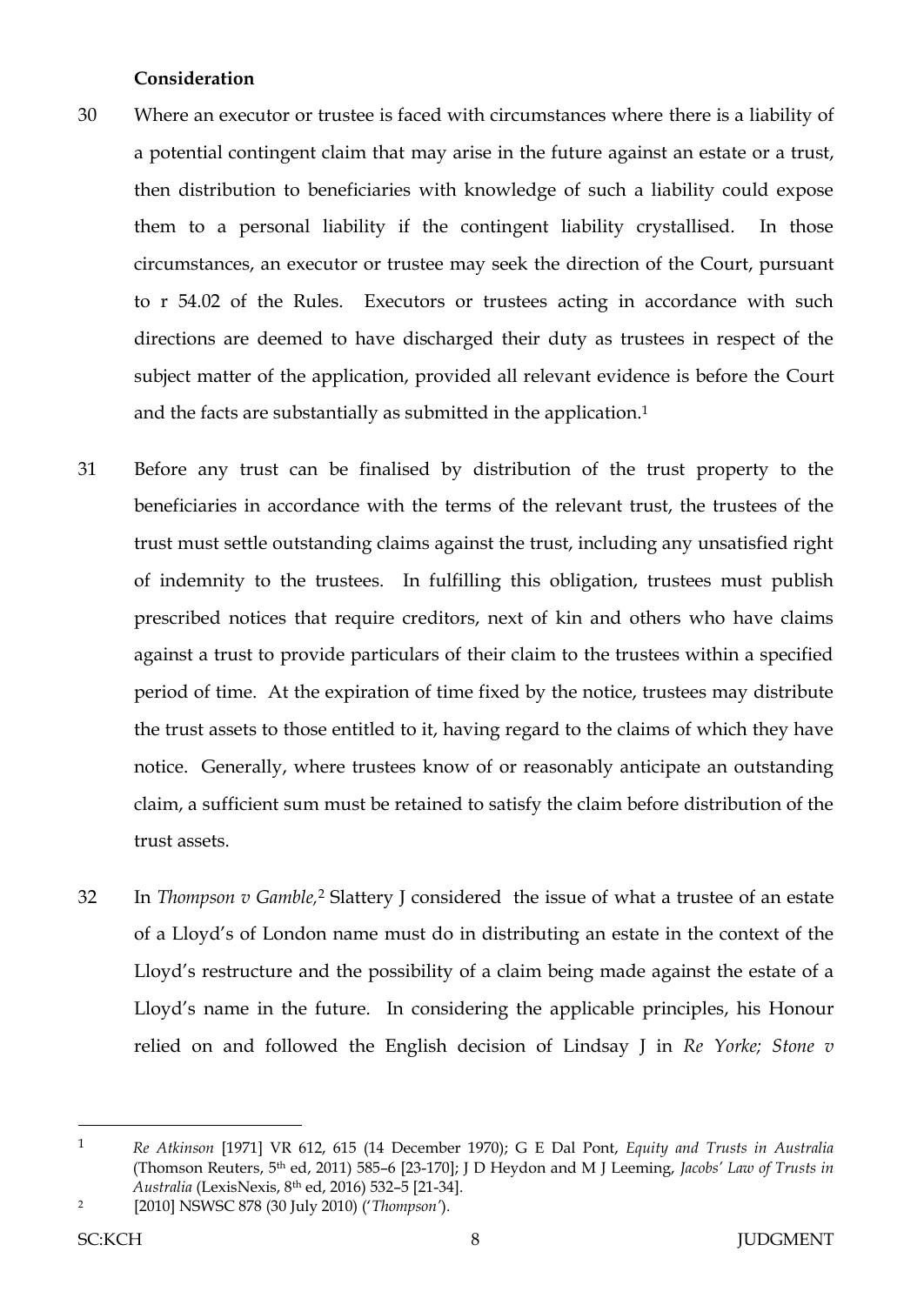**Consideration**

30 Where an executor or trustee is faced with circumstances where there is a liability of a potential contingent claim that may arise in the future against an estate or a trust, then distribution to beneficiaries with knowledge of such a liability could expose them to a personal liability if the contingent liability crystallised. In those circumstances, an executor or trustee may seek the direction of the Court, pursuant to r 54.02 of the Rules. Executors or trustees acting in accordance with such directions are deemed to have discharged their duty as trustees in respect of the subject matter of the application, provided all relevant evidence is before the Court and the facts are substantially as submitted in the application.[1]

31 Before any trust can be finalised by distribution of the trust property to the beneficiaries in accordance with the terms of the relevant trust, the trustees of the trust must settle outstanding claims against the trust, including any unsatisfied right of indemnity to the trustees. In fulfilling this obligation, trustees must publish prescribed notices that require creditors, next of kin and others who have claims against a trust to provide particulars of their claim to the trustees within a specified period of time. At the expiration of time fixed by the notice, trustees may distribute the trust assets to those entitled to it, having regard to the claims of which they have notice. Generally, where trustees know of or reasonably anticipate an outstanding claim, a sufficient sum must be retained to satisfy the claim before distribution of the trust assets.

32 In *Thompson v Gamble,*[2] Slattery J considered the issue of what a trustee of an estate of a Lloyd's of London name must do in distributing an estate in the context of the Lloyd's restructure and the possibility of a claim being made against the estate of a Lloyd's name in the future. In considering the applicable principles, his Honour relied on and followed the English decision of Lindsay J in *Re Yorke; Stone v*

---

[1] *Re Atkinson* [1971] VR 612, 615 (14 December 1970); G E Dal Pont, *Equity and Trusts in Australia* (Thomson Reuters, 5th ed, 2011) 585–6 [23-170]; J D Heydon and M J Leeming, *Jacobs' Law of Trusts in Australia* (LexisNexis, 8th ed, 2016) 532–5 [21-34].

[2] [2010] NSWSC 878 (30 July 2010) ('*Thompson*').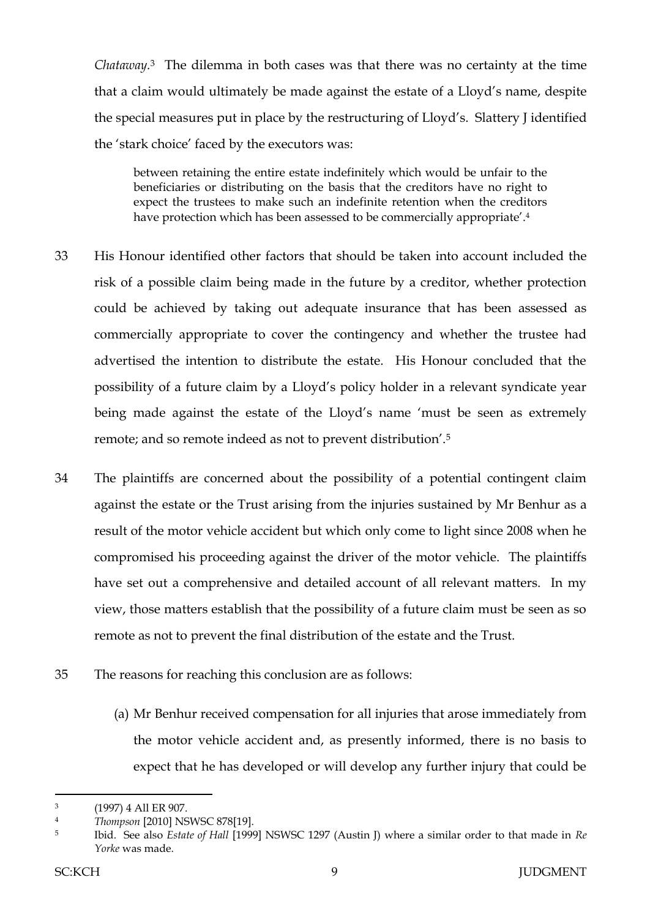*Chataway*.[3] The dilemma in both cases was that there was no certainty at the time that a claim would ultimately be made against the estate of a Lloyd's name, despite the special measures put in place by the restructuring of Lloyd's. Slattery J identified the 'stark choice' faced by the executors was:

> between retaining the entire estate indefinitely which would be unfair to the beneficiaries or distributing on the basis that the creditors have no right to expect the trustees to make such an indefinite retention when the creditors have protection which has been assessed to be commercially appropriate'.[4]

33 His Honour identified other factors that should be taken into account included the risk of a possible claim being made in the future by a creditor, whether protection could be achieved by taking out adequate insurance that has been assessed as commercially appropriate to cover the contingency and whether the trustee had advertised the intention to distribute the estate. His Honour concluded that the possibility of a future claim by a Lloyd's policy holder in a relevant syndicate year being made against the estate of the Lloyd's name 'must be seen as extremely remote; and so remote indeed as not to prevent distribution'.[5]

34 The plaintiffs are concerned about the possibility of a potential contingent claim against the estate or the Trust arising from the injuries sustained by Mr Benhur as a result of the motor vehicle accident but which only come to light since 2008 when he compromised his proceeding against the driver of the motor vehicle. The plaintiffs have set out a comprehensive and detailed account of all relevant matters. In my view, those matters establish that the possibility of a future claim must be seen as so remote as not to prevent the final distribution of the estate and the Trust.

35 The reasons for reaching this conclusion are as follows:

(a) Mr Benhur received compensation for all injuries that arose immediately from the motor vehicle accident and, as presently informed, there is no basis to expect that he has developed or will develop any further injury that could be

---

[3] (1997) 4 All ER 907.

[4] *Thompson* [2010] NSWSC 878[19].

[5] Ibid. See also *Estate of Hall* [1999] NSWSC 1297 (Austin J) where a similar order to that made in *Re Yorke* was made.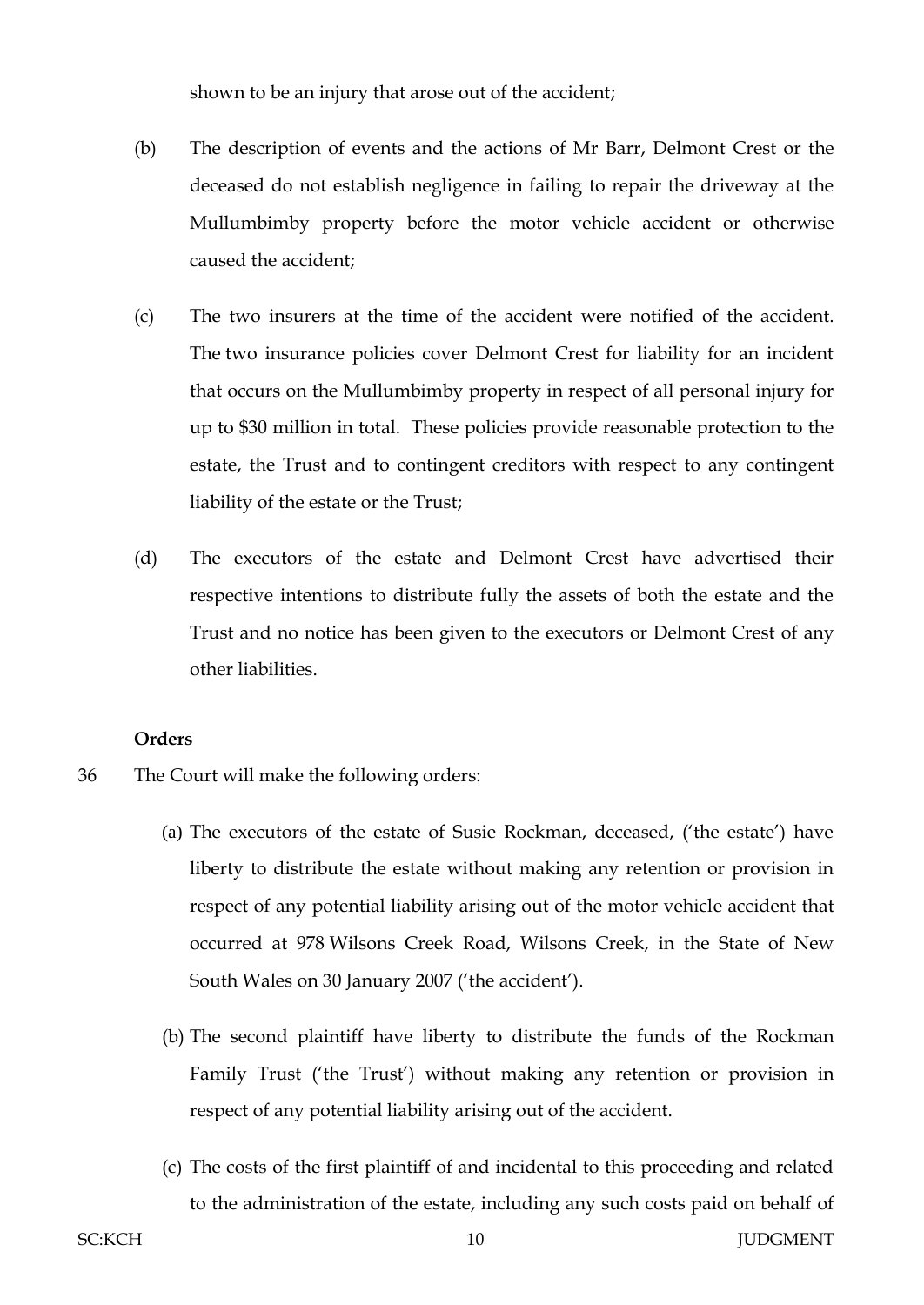shown to be an injury that arose out of the accident;

(b) The description of events and the actions of Mr Barr, Delmont Crest or the deceased do not establish negligence in failing to repair the driveway at the Mullumbimby property before the motor vehicle accident or otherwise caused the accident;

(c) The two insurers at the time of the accident were notified of the accident. The two insurance policies cover Delmont Crest for liability for an incident that occurs on the Mullumbimby property in respect of all personal injury for up to $30 million in total. These policies provide reasonable protection to the estate, the Trust and to contingent creditors with respect to any contingent liability of the estate or the Trust;

(d) The executors of the estate and Delmont Crest have advertised their respective intentions to distribute fully the assets of both the estate and the Trust and no notice has been given to the executors or Delmont Crest of any other liabilities.

**Orders**

36 The Court will make the following orders:

(a) The executors of the estate of Susie Rockman, deceased, ('the estate') have liberty to distribute the estate without making any retention or provision in respect of any potential liability arising out of the motor vehicle accident that occurred at 978 Wilsons Creek Road, Wilsons Creek, in the State of New South Wales on 30 January 2007 ('the accident').

(b) The second plaintiff have liberty to distribute the funds of the Rockman Family Trust ('the Trust') without making any retention or provision in respect of any potential liability arising out of the accident.

(c) The costs of the first plaintiff of and incidental to this proceeding and related to the administration of the estate, including any such costs paid on behalf of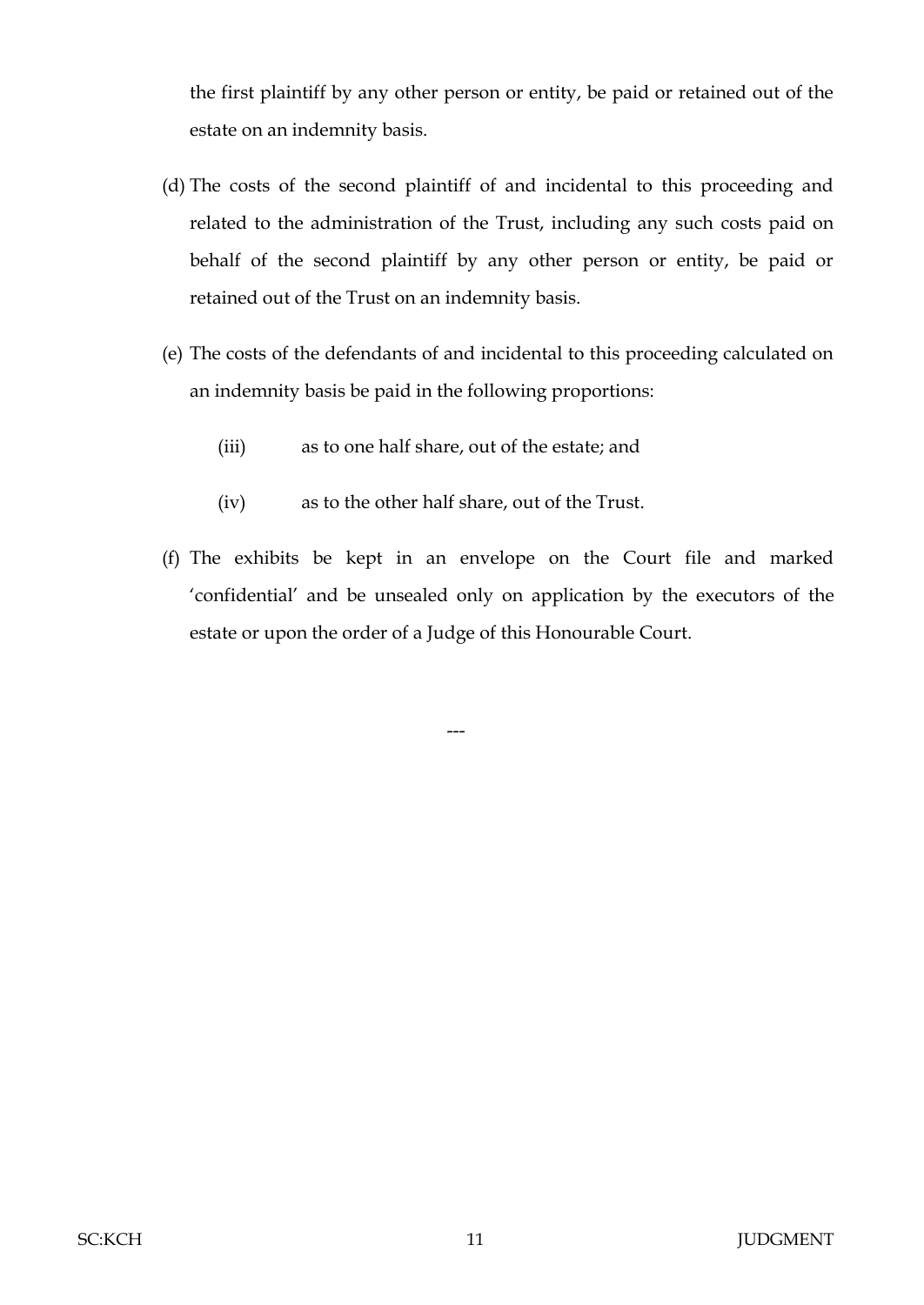the first plaintiff by any other person or entity, be paid or retained out of the estate on an indemnity basis.

(d) The costs of the second plaintiff of and incidental to this proceeding and related to the administration of the Trust, including any such costs paid on behalf of the second plaintiff by any other person or entity, be paid or retained out of the Trust on an indemnity basis.

(e) The costs of the defendants of and incidental to this proceeding calculated on an indemnity basis be paid in the following proportions:

(iii) as to one half share, out of the estate; and

(iv) as to the other half share, out of the Trust.

(f) The exhibits be kept in an envelope on the Court file and marked 'confidential' and be unsealed only on application by the executors of the estate or upon the order of a Judge of this Honourable Court.

---